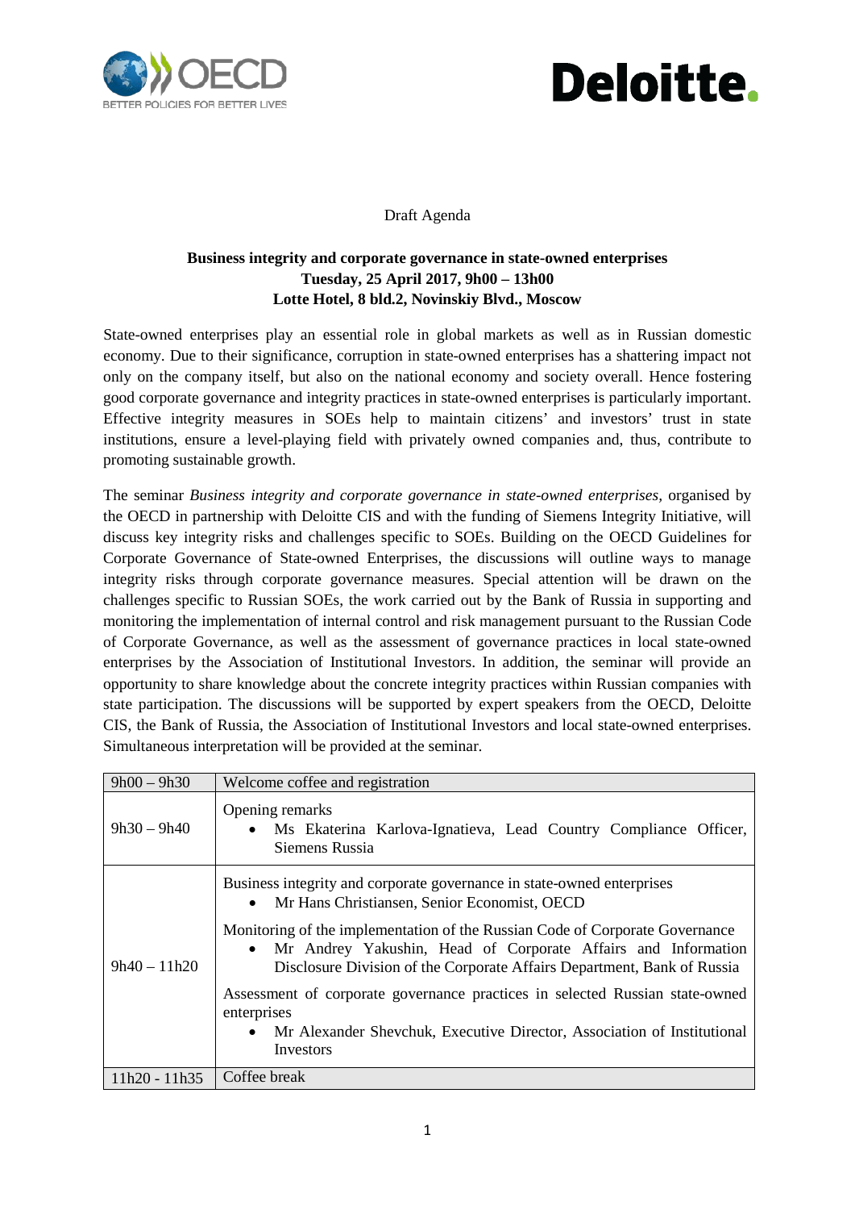Draft Agenda

**Business integrity and corporate governance in state-owned enterprises**
**Tuesday, 25 April 2017, 9h00 – 13h00**
**Lotte Hotel, 8 bld.2, Novinskiy Blvd., Moscow**

State-owned enterprises play an essential role in global markets as well as in Russian domestic economy. Due to their significance, corruption in state-owned enterprises has a shattering impact not only on the company itself, but also on the national economy and society overall. Hence fostering good corporate governance and integrity practices in state-owned enterprises is particularly important. Effective integrity measures in SOEs help to maintain citizens' and investors' trust in state institutions, ensure a level-playing field with privately owned companies and, thus, contribute to promoting sustainable growth.

The seminar *Business integrity and corporate governance in state-owned enterprises,* organised by the OECD in partnership with Deloitte CIS and with the funding of Siemens Integrity Initiative, will discuss key integrity risks and challenges specific to SOEs. Building on the OECD Guidelines for Corporate Governance of State-owned Enterprises, the discussions will outline ways to manage integrity risks through corporate governance measures. Special attention will be drawn on the challenges specific to Russian SOEs, the work carried out by the Bank of Russia in supporting and monitoring the implementation of internal control and risk management pursuant to the Russian Code of Corporate Governance, as well as the assessment of governance practices in local state-owned enterprises by the Association of Institutional Investors. In addition, the seminar will provide an opportunity to share knowledge about the concrete integrity practices within Russian companies with state participation. The discussions will be supported by expert speakers from the OECD, Deloitte CIS, the Bank of Russia, the Association of Institutional Investors and local state-owned enterprises. Simultaneous interpretation will be provided at the seminar.

| Time | Session |
|---|---|
| 9h00 – 9h30 | Welcome coffee and registration |
| 9h30 – 9h40 | Opening remarks<br>• Ms Ekaterina Karlova-Ignatieva, Lead Country Compliance Officer, Siemens Russia |
| 9h40 – 11h20 | Business integrity and corporate governance in state-owned enterprises<br>• Mr Hans Christiansen, Senior Economist, OECD<br><br>Monitoring of the implementation of the Russian Code of Corporate Governance<br>• Mr Andrey Yakushin, Head of Corporate Affairs and Information Disclosure Division of the Corporate Affairs Department, Bank of Russia<br><br>Assessment of corporate governance practices in selected Russian state-owned enterprises<br>• Mr Alexander Shevchuk, Executive Director, Association of Institutional Investors |
| 11h20 - 11h35 | Coffee break |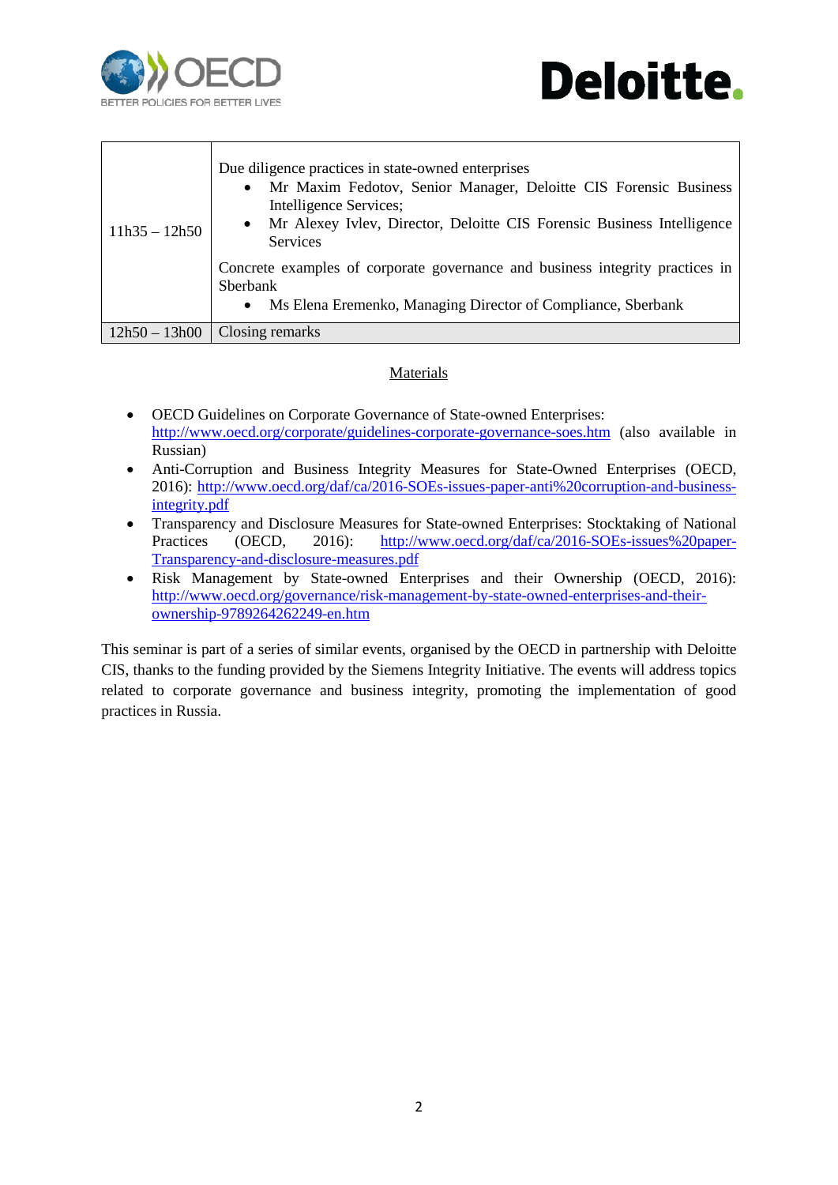| | |
|---|---|
| 11h35 – 12h50 | Due diligence practices in state-owned enterprises<br>• Mr Maxim Fedotov, Senior Manager, Deloitte CIS Forensic Business Intelligence Services;<br>• Mr Alexey Ivlev, Director, Deloitte CIS Forensic Business Intelligence Services<br><br>Concrete examples of corporate governance and business integrity practices in Sberbank<br>• Ms Elena Eremenko, Managing Director of Compliance, Sberbank |
| 12h50 – 13h00 | Closing remarks |

## Materials

- OECD Guidelines on Corporate Governance of State-owned Enterprises: http://www.oecd.org/corporate/guidelines-corporate-governance-soes.htm (also available in Russian)
- Anti-Corruption and Business Integrity Measures for State-Owned Enterprises (OECD, 2016): http://www.oecd.org/daf/ca/2016-SOEs-issues-paper-anti%20corruption-and-business-integrity.pdf
- Transparency and Disclosure Measures for State-owned Enterprises: Stocktaking of National Practices (OECD, 2016): http://www.oecd.org/daf/ca/2016-SOEs-issues%20paper-Transparency-and-disclosure-measures.pdf
- Risk Management by State-owned Enterprises and their Ownership (OECD, 2016): http://www.oecd.org/governance/risk-management-by-state-owned-enterprises-and-their-ownership-9789264262249-en.htm

This seminar is part of a series of similar events, organised by the OECD in partnership with Deloitte CIS, thanks to the funding provided by the Siemens Integrity Initiative. The events will address topics related to corporate governance and business integrity, promoting the implementation of good practices in Russia.